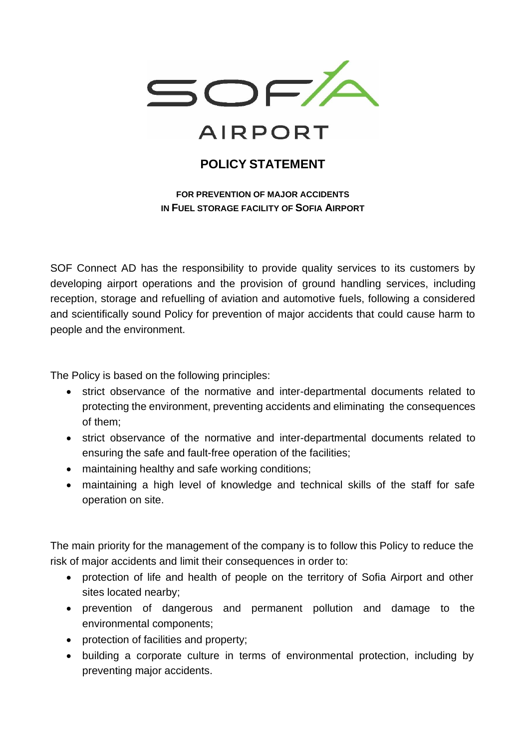SOFIA AIRPORT

# POLICY STATEMENT

**FOR PREVENTION OF MAJOR ACCIDENTS IN FUEL STORAGE FACILITY OF SOFIA AIRPORT**

SOF Connect AD has the responsibility to provide quality services to its customers by developing airport operations and the provision of ground handling services, including reception, storage and refuelling of aviation and automotive fuels, following a considered and scientifically sound Policy for prevention of major accidents that could cause harm to people and the environment.

The Policy is based on the following principles:

- strict observance of the normative and inter-departmental documents related to protecting the environment, preventing accidents and eliminating the consequences of them;
- strict observance of the normative and inter-departmental documents related to ensuring the safe and fault-free operation of the facilities;
- maintaining healthy and safe working conditions;
- maintaining a high level of knowledge and technical skills of the staff for safe operation on site.

The main priority for the management of the company is to follow this Policy to reduce the risk of major accidents and limit their consequences in order to:

- protection of life and health of people on the territory of Sofia Airport and other sites located nearby;
- prevention of dangerous and permanent pollution and damage to the environmental components;
- protection of facilities and property;
- building a corporate culture in terms of environmental protection, including by preventing major accidents.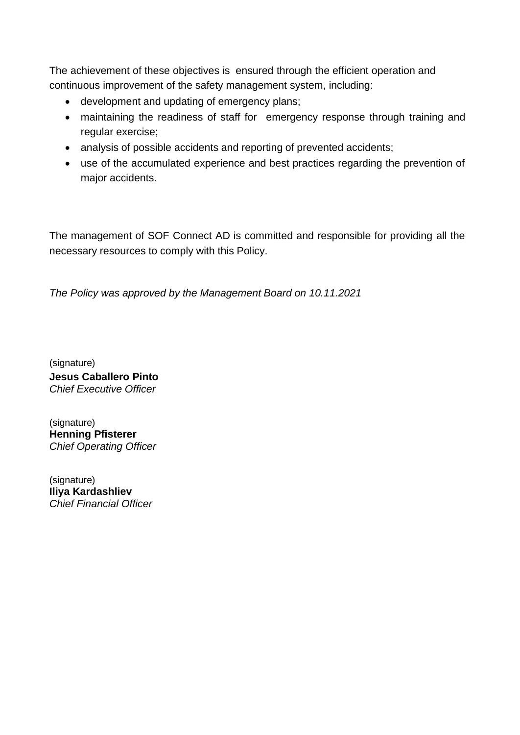The achievement of these objectives is ensured through the efficient operation and continuous improvement of the safety management system, including:

- development and updating of emergency plans;
- maintaining the readiness of staff for emergency response through training and regular exercise;
- analysis of possible accidents and reporting of prevented accidents;
- use of the accumulated experience and best practices regarding the prevention of major accidents.

The management of SOF Connect AD is committed and responsible for providing all the necessary resources to comply with this Policy.

*The Policy was approved by the Management Board on 10.11.2021*

(signature)
**Jesus Caballero Pinto**
*Chief Executive Officer*

(signature)
**Henning Pfisterer**
*Chief Operating Officer*

(signature)
**Iliya Kardashliev**
*Chief Financial Officer*